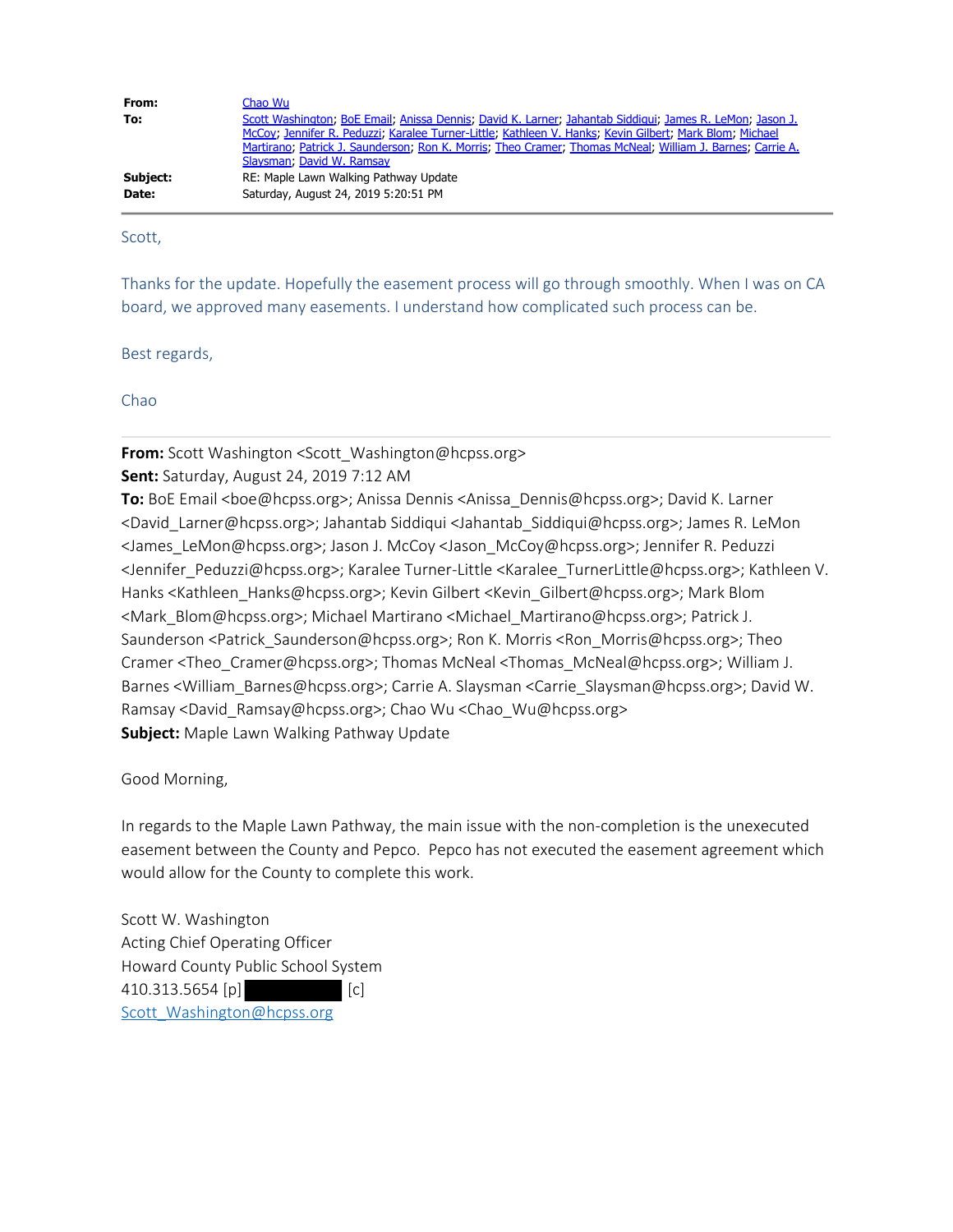**From:** Chao Wu
**To:** Scott Washington; BoE Email; Anissa Dennis; David K. Larner; Jahantab Siddiqui; James R. LeMon; Jason J. McCoy; Jennifer R. Peduzzi; Karalee Turner-Little; Kathleen V. Hanks; Kevin Gilbert; Mark Blom; Michael Martirano; Patrick J. Saunderson; Ron K. Morris; Theo Cramer; Thomas McNeal; William J. Barnes; Carrie A. Slaysman; David W. Ramsay
**Subject:** RE: Maple Lawn Walking Pathway Update
**Date:** Saturday, August 24, 2019 5:20:51 PM

---

Scott,

Thanks for the update. Hopefully the easement process will go through smoothly. When I was on CA board, we approved many easements. I understand how complicated such process can be.

Best regards,

Chao

---

**From:** Scott Washington <Scott_Washington@hcpss.org>
**Sent:** Saturday, August 24, 2019 7:12 AM
**To:** BoE Email <boe@hcpss.org>; Anissa Dennis <Anissa_Dennis@hcpss.org>; David K. Larner <David_Larner@hcpss.org>; Jahantab Siddiqui <Jahantab_Siddiqui@hcpss.org>; James R. LeMon <James_LeMon@hcpss.org>; Jason J. McCoy <Jason_McCoy@hcpss.org>; Jennifer R. Peduzzi <Jennifer_Peduzzi@hcpss.org>; Karalee Turner-Little <Karalee_TurnerLittle@hcpss.org>; Kathleen V. Hanks <Kathleen_Hanks@hcpss.org>; Kevin Gilbert <Kevin_Gilbert@hcpss.org>; Mark Blom <Mark_Blom@hcpss.org>; Michael Martirano <Michael_Martirano@hcpss.org>; Patrick J. Saunderson <Patrick_Saunderson@hcpss.org>; Ron K. Morris <Ron_Morris@hcpss.org>; Theo Cramer <Theo_Cramer@hcpss.org>; Thomas McNeal <Thomas_McNeal@hcpss.org>; William J. Barnes <William_Barnes@hcpss.org>; Carrie A. Slaysman <Carrie_Slaysman@hcpss.org>; David W. Ramsay <David_Ramsay@hcpss.org>; Chao Wu <Chao_Wu@hcpss.org>
**Subject:** Maple Lawn Walking Pathway Update

Good Morning,

In regards to the Maple Lawn Pathway, the main issue with the non-completion is the unexecuted easement between the County and Pepco. Pepco has not executed the easement agreement which would allow for the County to complete this work.

Scott W. Washington
Acting Chief Operating Officer
Howard County Public School System
410.313.5654 [p] [REDACTED] [c]
Scott_Washington@hcpss.org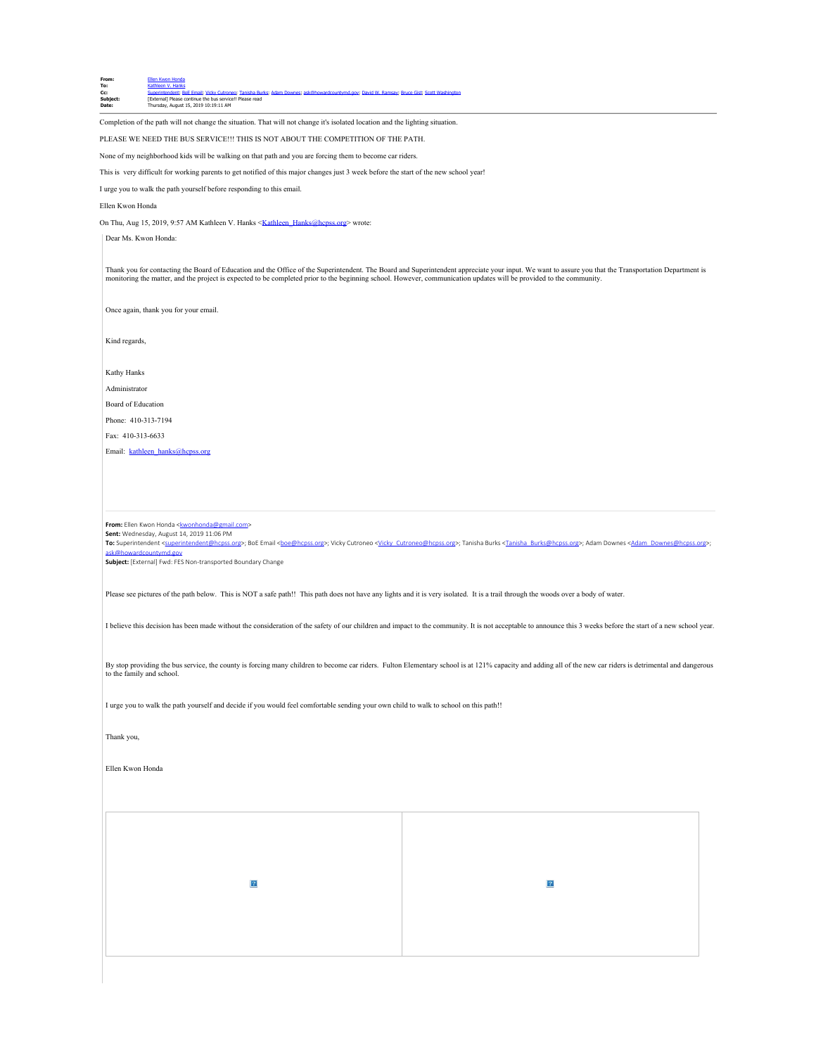| | |
|---|---|
| **From:** | Ellen Kwon Honda |
| **To:** | Kathleen V. Hanks |
| **Cc:** | Superintendent; BoE Email; Vicky Cutroneo; Tanisha Burks; Adam Downes; ask@howardcountymd.gov; David W. Ramsay; Bruce Gist; Scott Washington |
| **Subject:** | [External] Please continue the bus service!! Please read |
| **Date:** | Thursday, August 15, 2019 10:19:11 AM |

---

Completion of the path will not change the situation. That will not change it's isolated location and the lighting situation.

PLEASE WE NEED THE BUS SERVICE!!! THIS IS NOT ABOUT THE COMPETITION OF THE PATH.

None of my neighborhood kids will be walking on that path and you are forcing them to become car riders.

This is very difficult for working parents to get notified of this major changes just 3 week before the start of the new school year!

I urge you to walk the path yourself before responding to this email.

Ellen Kwon Honda

On Thu, Aug 15, 2019, 9:57 AM Kathleen V. Hanks <Kathleen_Hanks@hcpss.org> wrote:

> Dear Ms. Kwon Honda:
>
> Thank you for contacting the Board of Education and the Office of the Superintendent. The Board and Superintendent appreciate your input. We want to assure you that the Transportation Department is monitoring the matter, and the project is expected to be completed prior to the beginning school. However, communication updates will be provided to the community.
>
> Once again, thank you for your email.
>
> Kind regards,
>
> Kathy Hanks
>
> Administrator
>
> Board of Education
>
> Phone: 410-313-7194
>
> Fax: 410-313-6633
>
> Email: kathleen_hanks@hcpss.org
>
> ---
>
> **From:** Ellen Kwon Honda <kwonhonda@gmail.com>
> **Sent:** Wednesday, August 14, 2019 11:06 PM
> **To:** Superintendent <superintendent@hcpss.org>; BoE Email <boe@hcpss.org>; Vicky Cutroneo <Vicky_Cutroneo@hcpss.org>; Tanisha Burks <Tanisha_Burks@hcpss.org>; Adam Downes <Adam_Downes@hcpss.org>; ask@howardcountymd.gov
> **Subject:** [External] Fwd: FES Non-transported Boundary Change
>
> Please see pictures of the path below. This is NOT a safe path!! This path does not have any lights and it is very isolated. It is a trail through the woods over a body of water.
>
> I believe this decision has been made without the consideration of the safety of our children and impact to the community. It is not acceptable to announce this 3 weeks before the start of a new school year.
>
> By stop providing the bus service, the county is forcing many children to become car riders. Fulton Elementary school is at 121% capacity and adding all of the new car riders is detrimental and dangerous to the family and school.
>
> I urge you to walk the path yourself and decide if you would feel comfortable sending your own child to walk to school on this path!!
>
> Thank you,
>
> Ellen Kwon Honda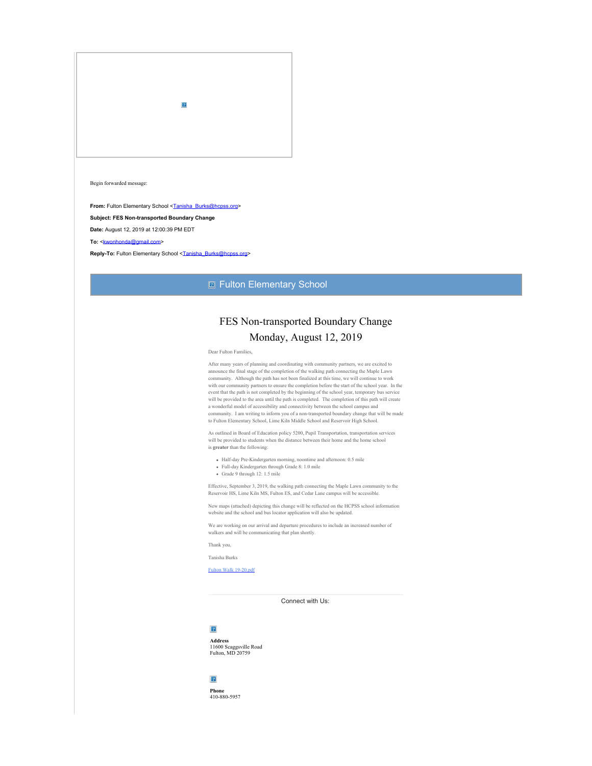Begin forwarded message:

**From:** Fulton Elementary School <Tanisha_Burks@hcpss.org>

**Subject: FES Non-transported Boundary Change**

**Date:** August 12, 2019 at 12:00:39 PM EDT

**To:** <kwonhonda@gmail.com>

**Reply-To:** Fulton Elementary School <Tanisha_Burks@hcpss.org>

Fulton Elementary School

# FES Non-transported Boundary Change

## Monday, August 12, 2019

Dear Fulton Families,

After many years of planning and coordinating with community partners, we are excited to announce the final stage of the completion of the walking path connecting the Maple Lawn community. Although the path has not been finalized at this time, we will continue to work with our community partners to ensure the completion before the start of the school year. In the event that the path is not completed by the beginning of the school year, temporary bus service will be provided to the area until the path is completed. The completion of this path will create a wonderful model of accessibility and connectivity between the school campus and community. I am writing to inform you of a non-transported boundary change that will be made to Fulton Elementary School, Lime Kiln Middle School and Reservoir High School.

As outlined in Board of Education policy 5200, Pupil Transportation, transportation services will be provided to students when the distance between their home and the home school is **greater** than the following:

- Half-day Pre-Kindergarten morning, noontime and afternoon: 0.5 mile
- Full-day Kindergarten through Grade 8: 1.0 mile
- Grade 9 through 12: 1.5 mile

Effective, September 3, 2019, the walking path connecting the Maple Lawn community to the Reservoir HS, Lime Kiln MS, Fulton ES, and Cedar Lane campus will be accessible.

New maps (attached) depicting this change will be reflected on the HCPSS school information website and the school and bus locator application will also be updated.

We are working on our arrival and departure procedures to include an increased number of walkers and will be communicating that plan shortly.

Thank you,

Tanisha Burks

Fulton Walk 19-20.pdf

Connect with Us:

**Address**
11600 Scaggsville Road
Fulton, MD 20759

**Phone**
410-880-5957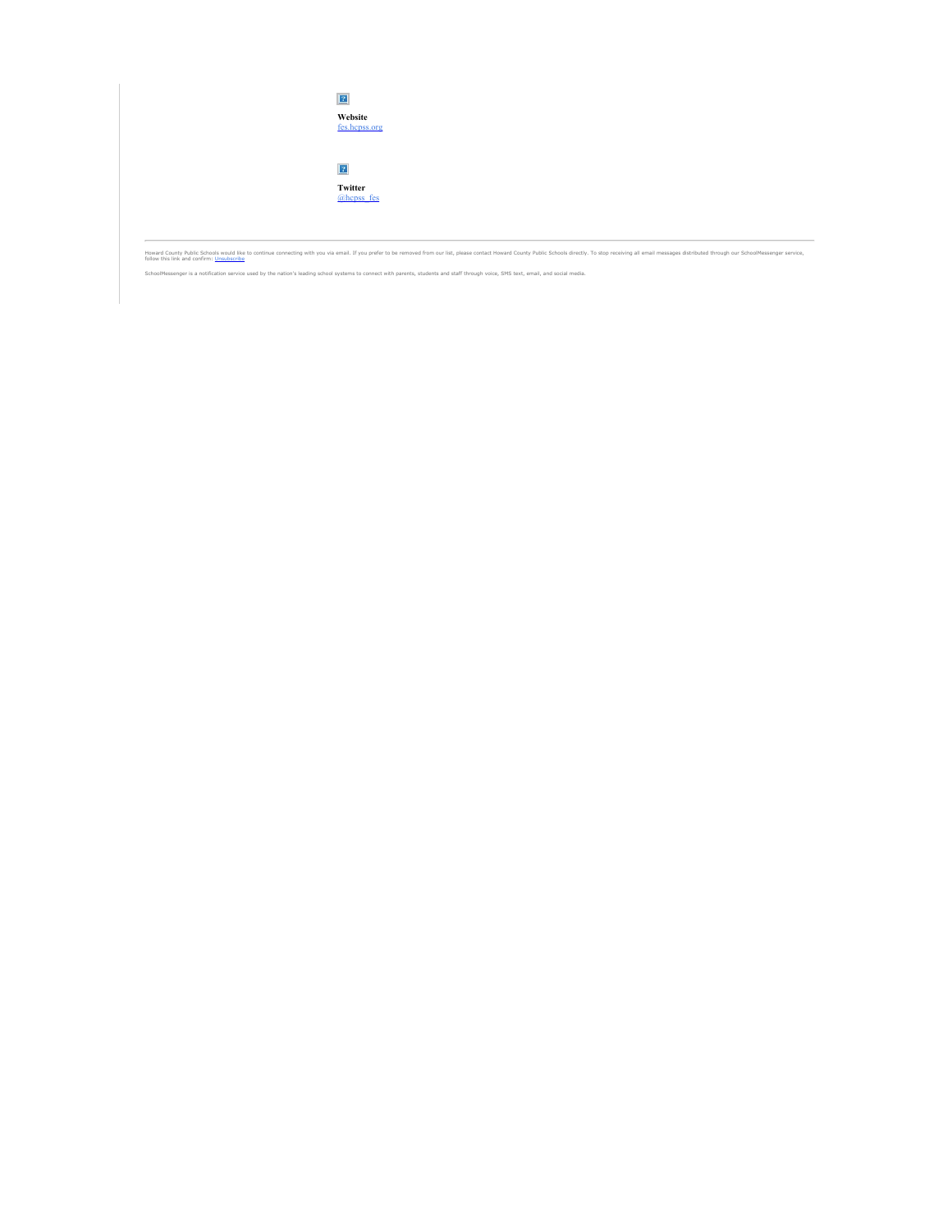**Website**
[fes.hcpss.org](fes.hcpss.org)

**Twitter**
[@hcpss_fes](@hcpss_fes)

---

Howard County Public Schools would like to continue connecting with you via email. If you prefer to be removed from our list, please contact Howard County Public Schools directly. To stop receiving all email messages distributed through our SchoolMessenger service, follow this link and confirm: Unsubscribe

SchoolMessenger is a notification service used by the nation's leading school systems to connect with parents, students and staff through voice, SMS text, email, and social media.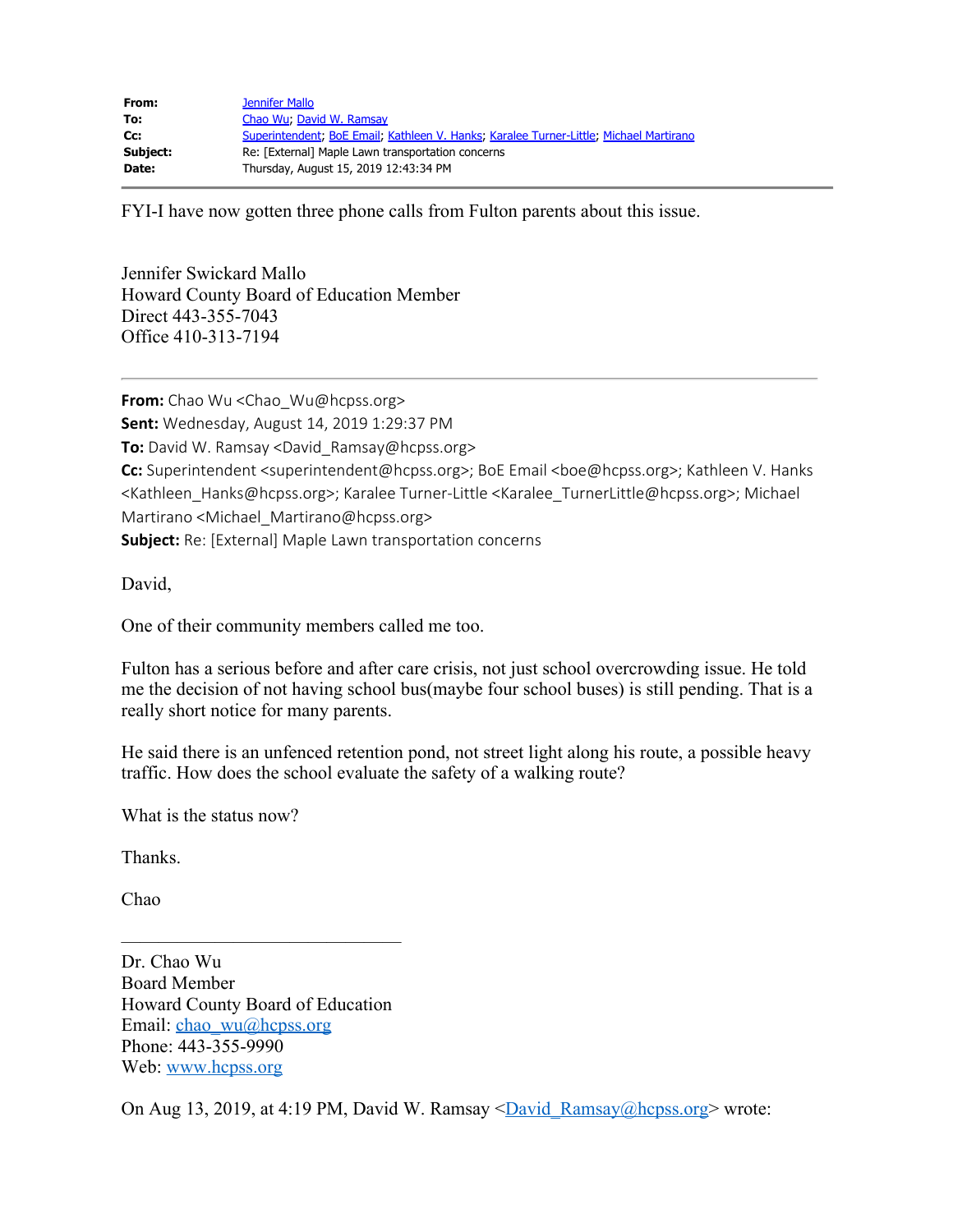| | |
|---|---|
| **From:** | Jennifer Mallo |
| **To:** | Chao Wu; David W. Ramsay |
| **Cc:** | Superintendent; BoE Email; Kathleen V. Hanks; Karalee Turner-Little; Michael Martirano |
| **Subject:** | Re: [External] Maple Lawn transportation concerns |
| **Date:** | Thursday, August 15, 2019 12:43:34 PM |

FYI-I have now gotten three phone calls from Fulton parents about this issue.

Jennifer Swickard Mallo
Howard County Board of Education Member
Direct 443-355-7043
Office 410-313-7194

---

**From:** Chao Wu <Chao_Wu@hcpss.org>
**Sent:** Wednesday, August 14, 2019 1:29:37 PM
**To:** David W. Ramsay <David_Ramsay@hcpss.org>
**Cc:** Superintendent <superintendent@hcpss.org>; BoE Email <boe@hcpss.org>; Kathleen V. Hanks <Kathleen_Hanks@hcpss.org>; Karalee Turner-Little <Karalee_TurnerLittle@hcpss.org>; Michael Martirano <Michael_Martirano@hcpss.org>
**Subject:** Re: [External] Maple Lawn transportation concerns

David,

One of their community members called me too.

Fulton has a serious before and after care crisis, not just school overcrowding issue. He told me the decision of not having school bus(maybe four school buses) is still pending. That is a really short notice for many parents.

He said there is an unfenced retention pond, not street light along his route, a possible heavy traffic. How does the school evaluate the safety of a walking route?

What is the status now?

Thanks.

Chao

---

Dr. Chao Wu
Board Member
Howard County Board of Education
Email: chao_wu@hcpss.org
Phone: 443-355-9990
Web: www.hcpss.org

On Aug 13, 2019, at 4:19 PM, David W. Ramsay <David_Ramsay@hcpss.org> wrote: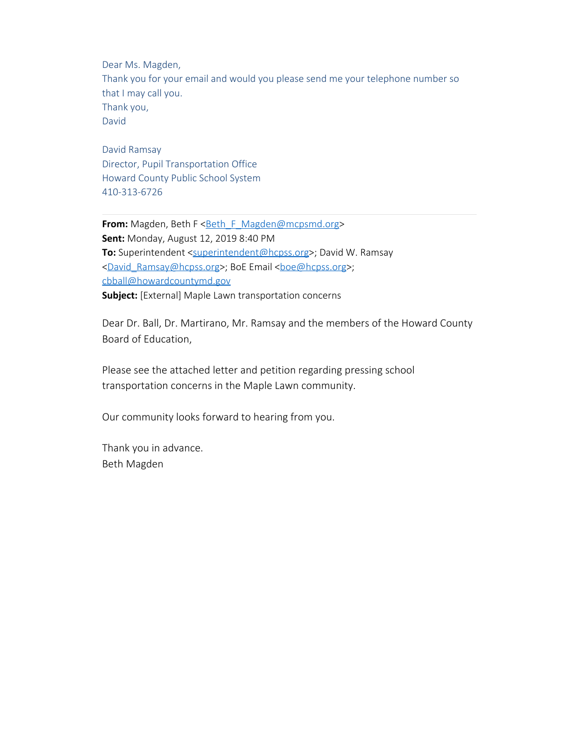Dear Ms. Magden,
Thank you for your email and would you please send me your telephone number so that I may call you.
Thank you,
David

David Ramsay
Director, Pupil Transportation Office
Howard County Public School System
410-313-6726

---

**From:** Magden, Beth F <Beth_F_Magden@mcpsmd.org>
**Sent:** Monday, August 12, 2019 8:40 PM
**To:** Superintendent <superintendent@hcpss.org>; David W. Ramsay <David_Ramsay@hcpss.org>; BoE Email <boe@hcpss.org>; cbball@howardcountymd.gov
**Subject:** [External] Maple Lawn transportation concerns

Dear Dr. Ball, Dr. Martirano, Mr. Ramsay and the members of the Howard County Board of Education,

Please see the attached letter and petition regarding pressing school transportation concerns in the Maple Lawn community.

Our community looks forward to hearing from you.

Thank you in advance.
Beth Magden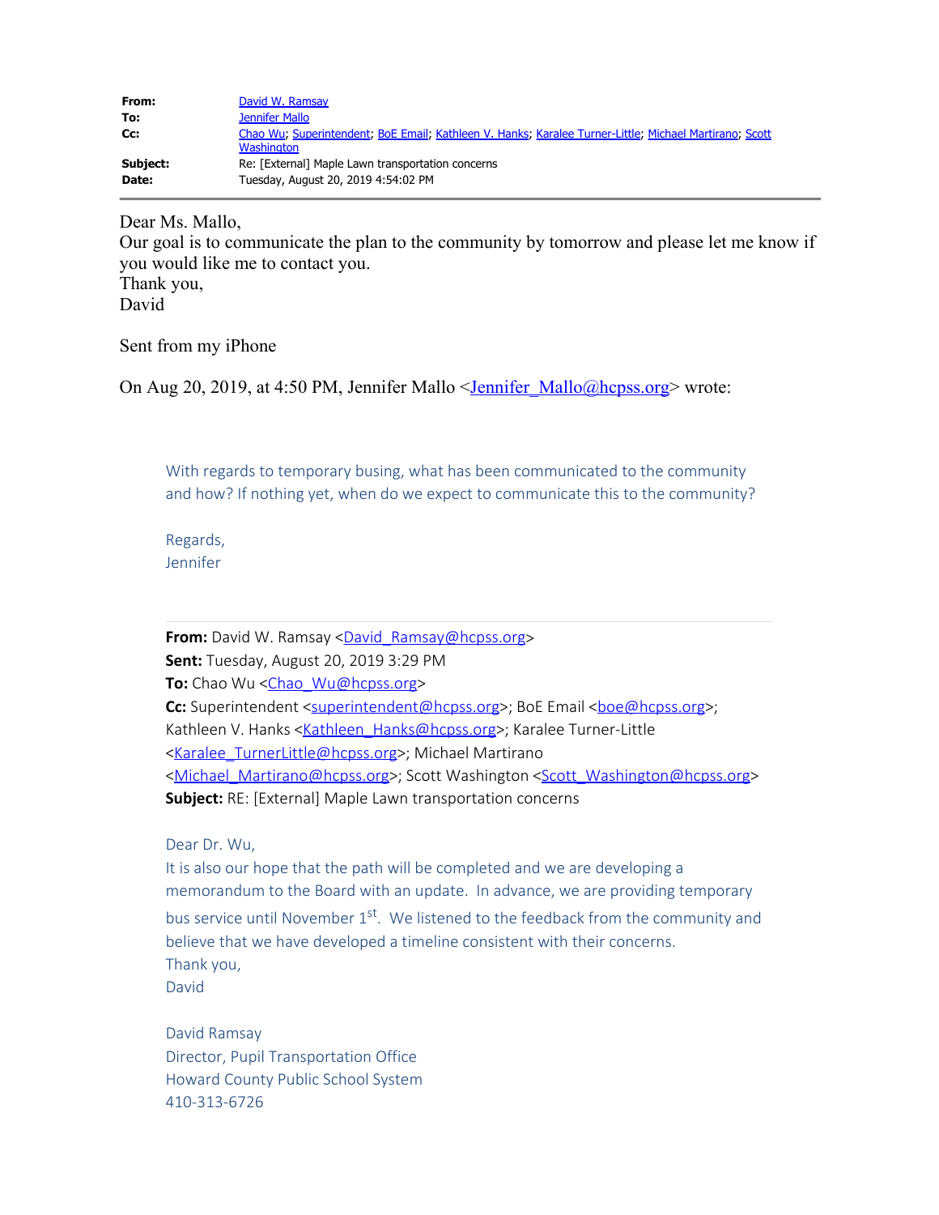| | |
|---|---|
| **From:** | David W. Ramsay |
| **To:** | Jennifer Mallo |
| **Cc:** | Chao Wu; Superintendent; BoE Email; Kathleen V. Hanks; Karalee Turner-Little; Michael Martirano; Scott Washington |
| **Subject:** | Re: [External] Maple Lawn transportation concerns |
| **Date:** | Tuesday, August 20, 2019 4:54:02 PM |

---

Dear Ms. Mallo,
Our goal is to communicate the plan to the community by tomorrow and please let me know if you would like me to contact you.
Thank you,
David

Sent from my iPhone

On Aug 20, 2019, at 4:50 PM, Jennifer Mallo <Jennifer_Mallo@hcpss.org> wrote:

> With regards to temporary busing, what has been communicated to the community and how? If nothing yet, when do we expect to communicate this to the community?
>
> Regards,
> Jennifer
>
> ---
>
> **From:** David W. Ramsay <David_Ramsay@hcpss.org>
> **Sent:** Tuesday, August 20, 2019 3:29 PM
> **To:** Chao Wu <Chao_Wu@hcpss.org>
> **Cc:** Superintendent <superintendent@hcpss.org>; BoE Email <boe@hcpss.org>; Kathleen V. Hanks <Kathleen_Hanks@hcpss.org>; Karalee Turner-Little <Karalee_TurnerLittle@hcpss.org>; Michael Martirano <Michael_Martirano@hcpss.org>; Scott Washington <Scott_Washington@hcpss.org>
> **Subject:** RE: [External] Maple Lawn transportation concerns
>
> Dear Dr. Wu,
> It is also our hope that the path will be completed and we are developing a memorandum to the Board with an update. In advance, we are providing temporary bus service until November 1st. We listened to the feedback from the community and believe that we have developed a timeline consistent with their concerns.
> Thank you,
> David
>
> David Ramsay
> Director, Pupil Transportation Office
> Howard County Public School System
> 410-313-6726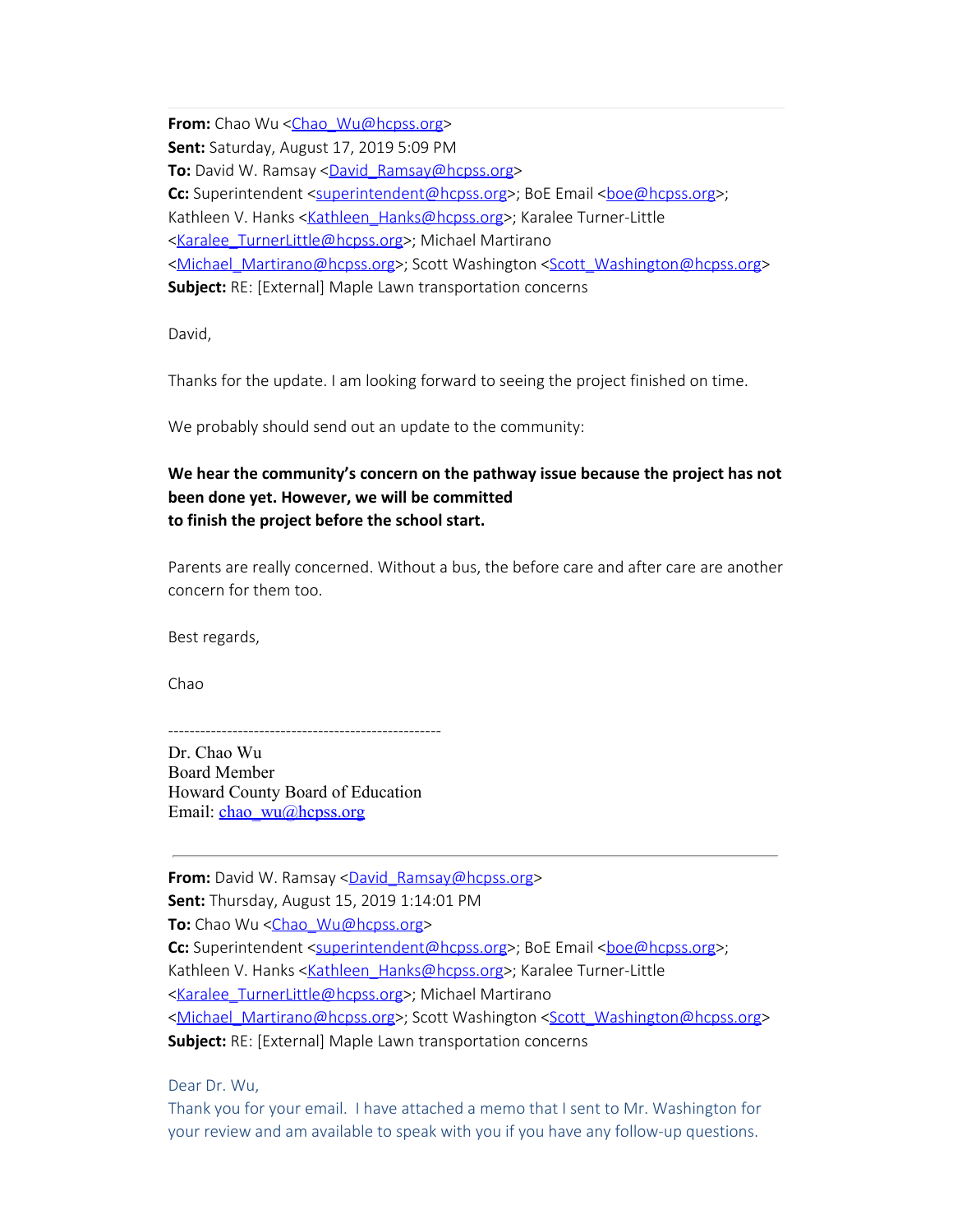**From:** Chao Wu <Chao_Wu@hcpss.org>
**Sent:** Saturday, August 17, 2019 5:09 PM
**To:** David W. Ramsay <David_Ramsay@hcpss.org>
**Cc:** Superintendent <superintendent@hcpss.org>; BoE Email <boe@hcpss.org>; Kathleen V. Hanks <Kathleen_Hanks@hcpss.org>; Karalee Turner-Little <Karalee_TurnerLittle@hcpss.org>; Michael Martirano <Michael_Martirano@hcpss.org>; Scott Washington <Scott_Washington@hcpss.org>
**Subject:** RE: [External] Maple Lawn transportation concerns

David,

Thanks for the update. I am looking forward to seeing the project finished on time.

We probably should send out an update to the community:

**We hear the community's concern on the pathway issue because the project has not been done yet. However, we will be committed to finish the project before the school start.**

Parents are really concerned. Without a bus, the before care and after care are another concern for them too.

Best regards,

Chao

---------------------------------------------------
Dr. Chao Wu
Board Member
Howard County Board of Education
Email: chao_wu@hcpss.org

---

**From:** David W. Ramsay <David_Ramsay@hcpss.org>
**Sent:** Thursday, August 15, 2019 1:14:01 PM
**To:** Chao Wu <Chao_Wu@hcpss.org>
**Cc:** Superintendent <superintendent@hcpss.org>; BoE Email <boe@hcpss.org>; Kathleen V. Hanks <Kathleen_Hanks@hcpss.org>; Karalee Turner-Little <Karalee_TurnerLittle@hcpss.org>; Michael Martirano <Michael_Martirano@hcpss.org>; Scott Washington <Scott_Washington@hcpss.org>
**Subject:** RE: [External] Maple Lawn transportation concerns

Dear Dr. Wu,
Thank you for your email. I have attached a memo that I sent to Mr. Washington for your review and am available to speak with you if you have any follow-up questions.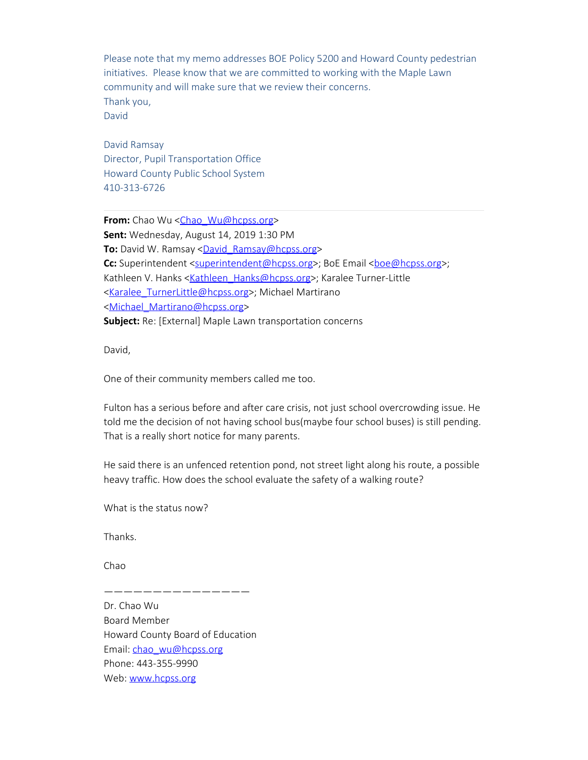Please note that my memo addresses BOE Policy 5200 and Howard County pedestrian initiatives. Please know that we are committed to working with the Maple Lawn community and will make sure that we review their concerns.
Thank you,
David

David Ramsay
Director, Pupil Transportation Office
Howard County Public School System
410-313-6726

---

**From:** Chao Wu <Chao_Wu@hcpss.org>
**Sent:** Wednesday, August 14, 2019 1:30 PM
**To:** David W. Ramsay <David_Ramsay@hcpss.org>
**Cc:** Superintendent <superintendent@hcpss.org>; BoE Email <boe@hcpss.org>; Kathleen V. Hanks <Kathleen_Hanks@hcpss.org>; Karalee Turner-Little <Karalee_TurnerLittle@hcpss.org>; Michael Martirano <Michael_Martirano@hcpss.org>
**Subject:** Re: [External] Maple Lawn transportation concerns

David,

One of their community members called me too.

Fulton has a serious before and after care crisis, not just school overcrowding issue. He told me the decision of not having school bus(maybe four school buses) is still pending. That is a really short notice for many parents.

He said there is an unfenced retention pond, not street light along his route, a possible heavy traffic. How does the school evaluate the safety of a walking route?

What is the status now?

Thanks.

Chao

———————————————

Dr. Chao Wu
Board Member
Howard County Board of Education
Email: chao_wu@hcpss.org
Phone: 443-355-9990
Web: www.hcpss.org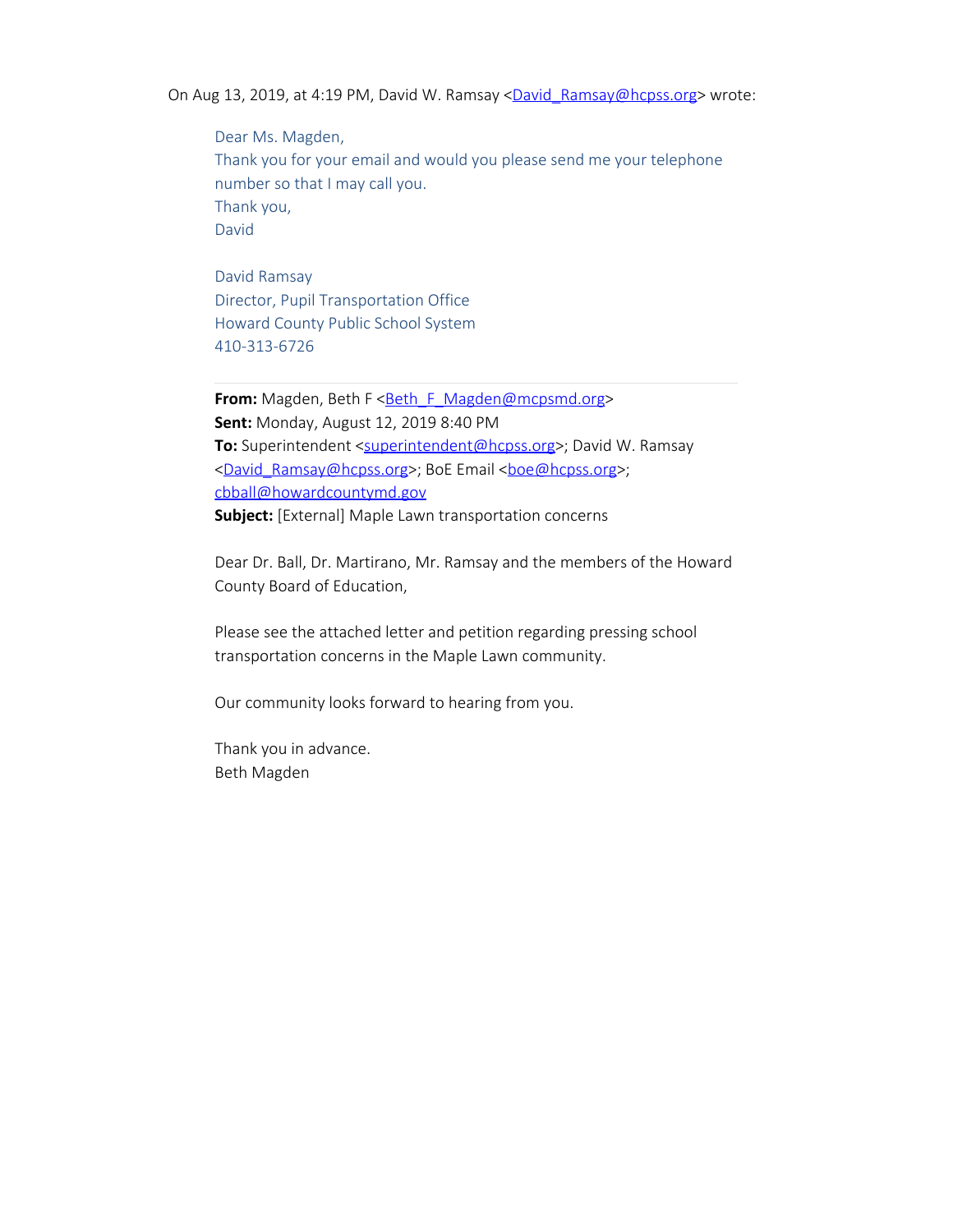On Aug 13, 2019, at 4:19 PM, David W. Ramsay <David_Ramsay@hcpss.org> wrote:

> Dear Ms. Magden,
> Thank you for your email and would you please send me your telephone number so that I may call you.
> Thank you,
> David
>
> David Ramsay
> Director, Pupil Transportation Office
> Howard County Public School System
> 410-313-6726
>
> ---
>
> **From:** Magden, Beth F <Beth_F_Magden@mcpsmd.org>
> **Sent:** Monday, August 12, 2019 8:40 PM
> **To:** Superintendent <superintendent@hcpss.org>; David W. Ramsay <David_Ramsay@hcpss.org>; BoE Email <boe@hcpss.org>; cbball@howardcountymd.gov
> **Subject:** [External] Maple Lawn transportation concerns
>
> Dear Dr. Ball, Dr. Martirano, Mr. Ramsay and the members of the Howard County Board of Education,
>
> Please see the attached letter and petition regarding pressing school transportation concerns in the Maple Lawn community.
>
> Our community looks forward to hearing from you.
>
> Thank you in advance.
> Beth Magden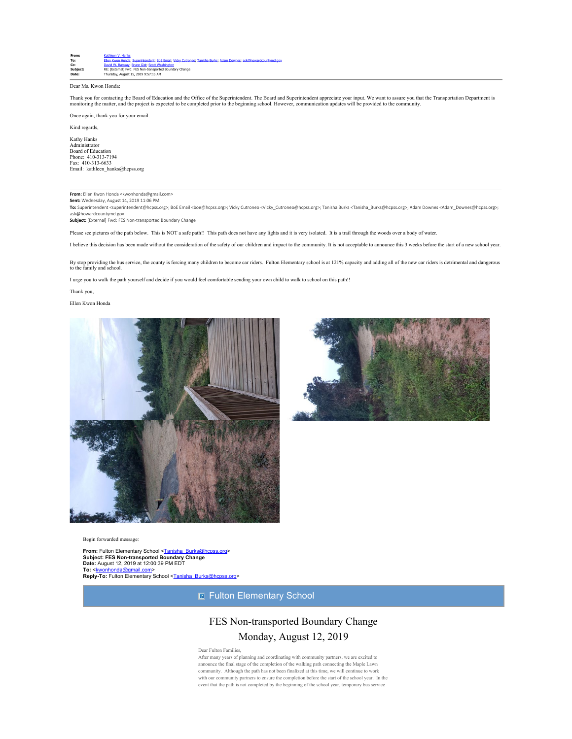**From:** Kathleen V. Hanks
**To:** Ellen Kwon Honda; Superintendent; BoE Email; Vicky Cutroneo; Tanisha Burks; Adam Downes; ask@howardcountymd.gov
**Cc:** David W. Ramsay; Bruce Gist; Scott Washington
**Subject:** RE: [External] Fwd: FES Non-transported Boundary Change
**Date:** Thursday, August 15, 2019 9:57:15 AM

---

Dear Ms. Kwon Honda:

Thank you for contacting the Board of Education and the Office of the Superintendent. The Board and Superintendent appreciate your input. We want to assure you that the Transportation Department is monitoring the matter, and the project is expected to be completed prior to the beginning school. However, communication updates will be provided to the community.

Once again, thank you for your email.

Kind regards,

Kathy Hanks
Administrator
Board of Education
Phone: 410-313-7194
Fax: 410-313-6633
Email: kathleen_hanks@hcpss.org

---

**From:** Ellen Kwon Honda <kwonhonda@gmail.com>
**Sent:** Wednesday, August 14, 2019 11:06 PM
**To:** Superintendent <superintendent@hcpss.org>; BoE Email <boe@hcpss.org>; Vicky Cutroneo <Vicky_Cutroneo@hcpss.org>; Tanisha Burks <Tanisha_Burks@hcpss.org>; Adam Downes <Adam_Downes@hcpss.org>; ask@howardcountymd.gov
**Subject:** [External] Fwd: FES Non-transported Boundary Change

Please see pictures of the path below. This is NOT a safe path!! This path does not have any lights and it is very isolated. It is a trail through the woods over a body of water.

I believe this decision has been made without the consideration of the safety of our children and impact to the community. It is not acceptable to announce this 3 weeks before the start of a new school year.

By stop providing the bus service, the county is forcing many children to become car riders. Fulton Elementary school is at 121% capacity and adding all of the new car riders is detrimental and dangerous to the family and school.

I urge you to walk the path yourself and decide if you would feel comfortable sending your own child to walk to school on this path!!

Thank you,

Ellen Kwon Honda

Begin forwarded message:

**From:** Fulton Elementary School <Tanisha_Burks@hcpss.org>
**Subject: FES Non-transported Boundary Change**
**Date:** August 12, 2019 at 12:00:39 PM EDT
**To:** <kwonhonda@gmail.com>
**Reply-To:** Fulton Elementary School <Tanisha_Burks@hcpss.org>

## Fulton Elementary School

# FES Non-transported Boundary Change

## Monday, August 12, 2019

Dear Fulton Families,
After many years of planning and coordinating with community partners, we are excited to announce the final stage of the completion of the walking path connecting the Maple Lawn community. Although the path has not been finalized at this time, we will continue to work with our community partners to ensure the completion before the start of the school year. In the event that the path is not completed by the beginning of the school year, temporary bus service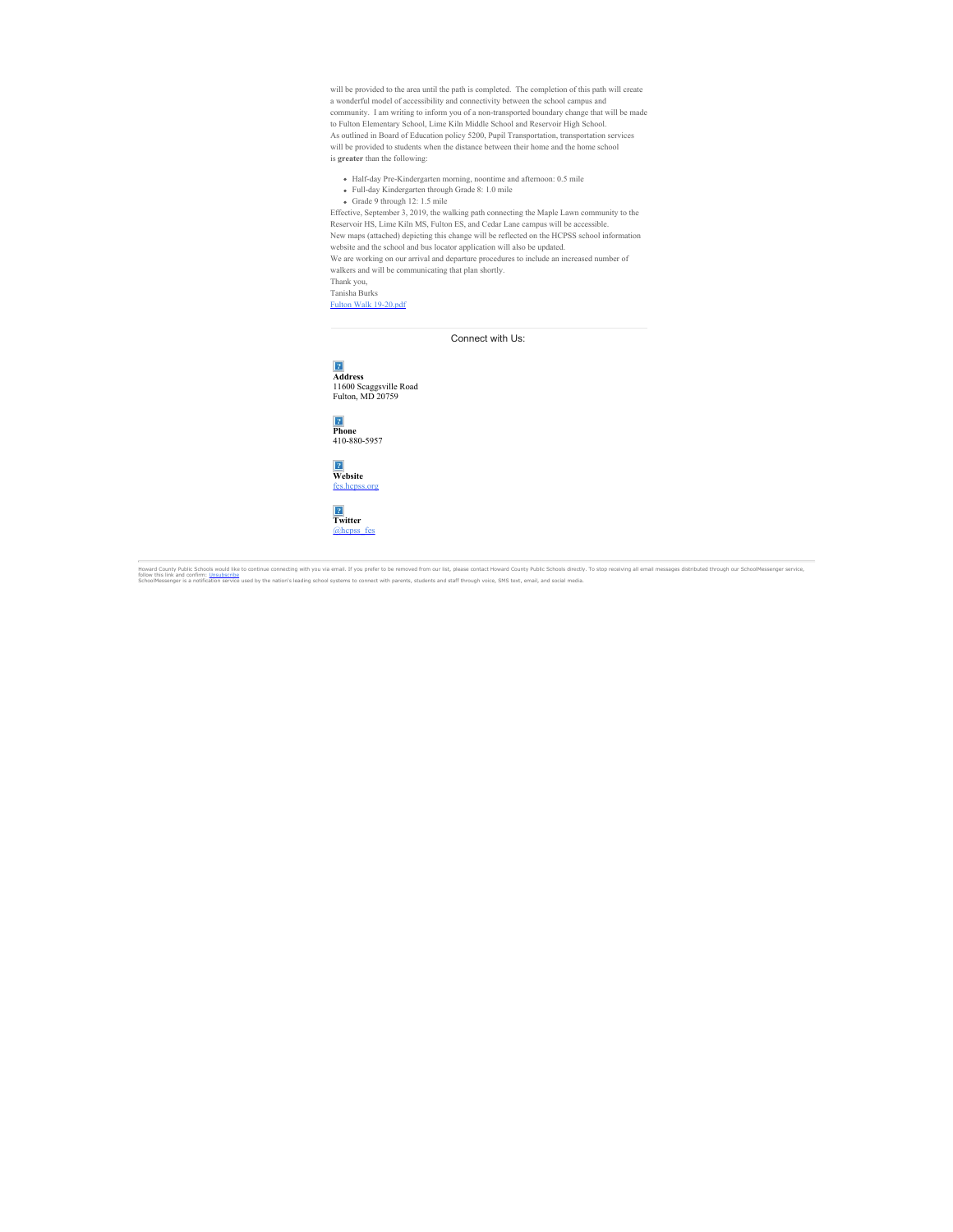will be provided to the area until the path is completed. The completion of this path will create a wonderful model of accessibility and connectivity between the school campus and community. I am writing to inform you of a non-transported boundary change that will be made to Fulton Elementary School, Lime Kiln Middle School and Reservoir High School.

As outlined in Board of Education policy 5200, Pupil Transportation, transportation services will be provided to students when the distance between their home and the home school is **greater** than the following:

- Half-day Pre-Kindergarten morning, noontime and afternoon: 0.5 mile
- Full-day Kindergarten through Grade 8: 1.0 mile
- Grade 9 through 12: 1.5 mile

Effective, September 3, 2019, the walking path connecting the Maple Lawn community to the Reservoir HS, Lime Kiln MS, Fulton ES, and Cedar Lane campus will be accessible.

New maps (attached) depicting this change will be reflected on the HCPSS school information website and the school and bus locator application will also be updated.

We are working on our arrival and departure procedures to include an increased number of walkers and will be communicating that plan shortly.

Thank you,

Tanisha Burks

Fulton Walk 19-20.pdf

Connect with Us:

**Address**
11600 Scaggsville Road
Fulton, MD 20759

**Phone**
410-880-5957

**Website**
fes.hcpss.org

**Twitter**
@hcpss_fes

Howard County Public Schools would like to continue connecting with you via email. If you prefer to be removed from our list, please contact Howard County Public Schools directly. To stop receiving all email messages distributed through our SchoolMessenger service, follow this link and confirm: Unsubscribe
SchoolMessenger is a notification service used by the nation's leading school systems to connect with parents, students and staff through voice, SMS text, email, and social media.